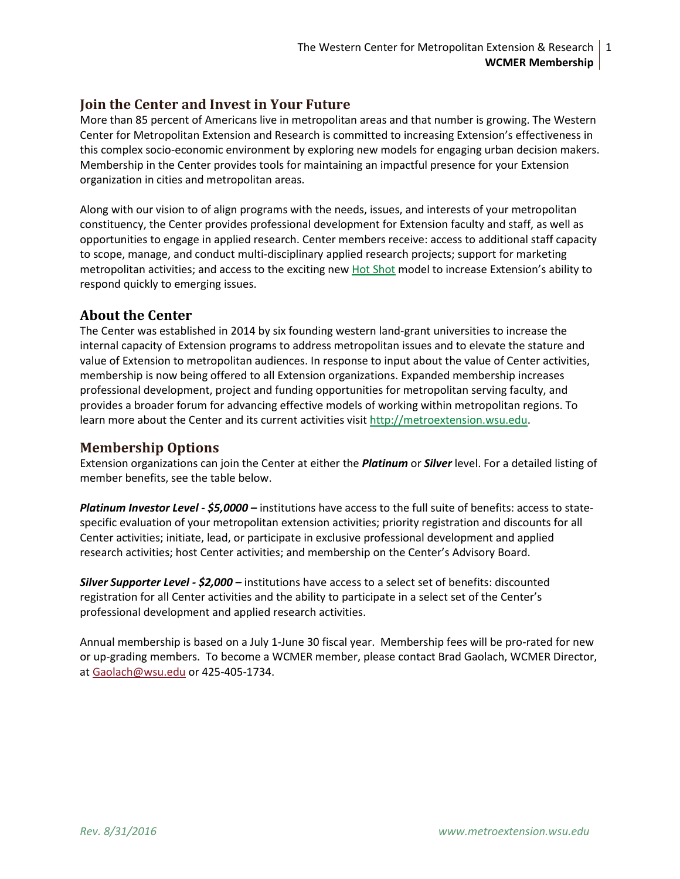## Join the Center and Invest in Your Future

More than 85 percent of Americans live in metropolitan areas and that number is growing. The Western Center for Metropolitan Extension and Research is committed to increasing Extension's effectiveness in this complex socio-economic environment by exploring new models for engaging urban decision makers. Membership in the Center provides tools for maintaining an impactful presence for your Extension organization in cities and metropolitan areas.

Along with our vision to of align programs with the needs, issues, and interests of your metropolitan constituency, the Center provides professional development for Extension faculty and staff, as well as opportunities to engage in applied research. Center members receive: access to additional staff capacity to scope, manage, and conduct multi-disciplinary applied research projects; support for marketing metropolitan activities; and access to the exciting new Hot Shot model to increase Extension's ability to respond quickly to emerging issues.

## About the Center

The Center was established in 2014 by six founding western land-grant universities to increase the internal capacity of Extension programs to address metropolitan issues and to elevate the stature and value of Extension to metropolitan audiences. In response to input about the value of Center activities, membership is now being offered to all Extension organizations. Expanded membership increases professional development, project and funding opportunities for metropolitan serving faculty, and provides a broader forum for advancing effective models of working within metropolitan regions. To learn more about the Center and its current activities visit http://metroextension.wsu.edu.

## Membership Options

Extension organizations can join the Center at either the ***Platinum*** or ***Silver*** level. For a detailed listing of member benefits, see the table below.

***Platinum Investor Level - $5,0000 –*** institutions have access to the full suite of benefits: access to state-specific evaluation of your metropolitan extension activities; priority registration and discounts for all Center activities; initiate, lead, or participate in exclusive professional development and applied research activities; host Center activities; and membership on the Center's Advisory Board.

***Silver Supporter Level - $2,000 –*** institutions have access to a select set of benefits: discounted registration for all Center activities and the ability to participate in a select set of the Center's professional development and applied research activities.

Annual membership is based on a July 1-June 30 fiscal year. Membership fees will be pro-rated for new or up-grading members. To become a WCMER member, please contact Brad Gaolach, WCMER Director, at Gaolach@wsu.edu or 425-405-1734.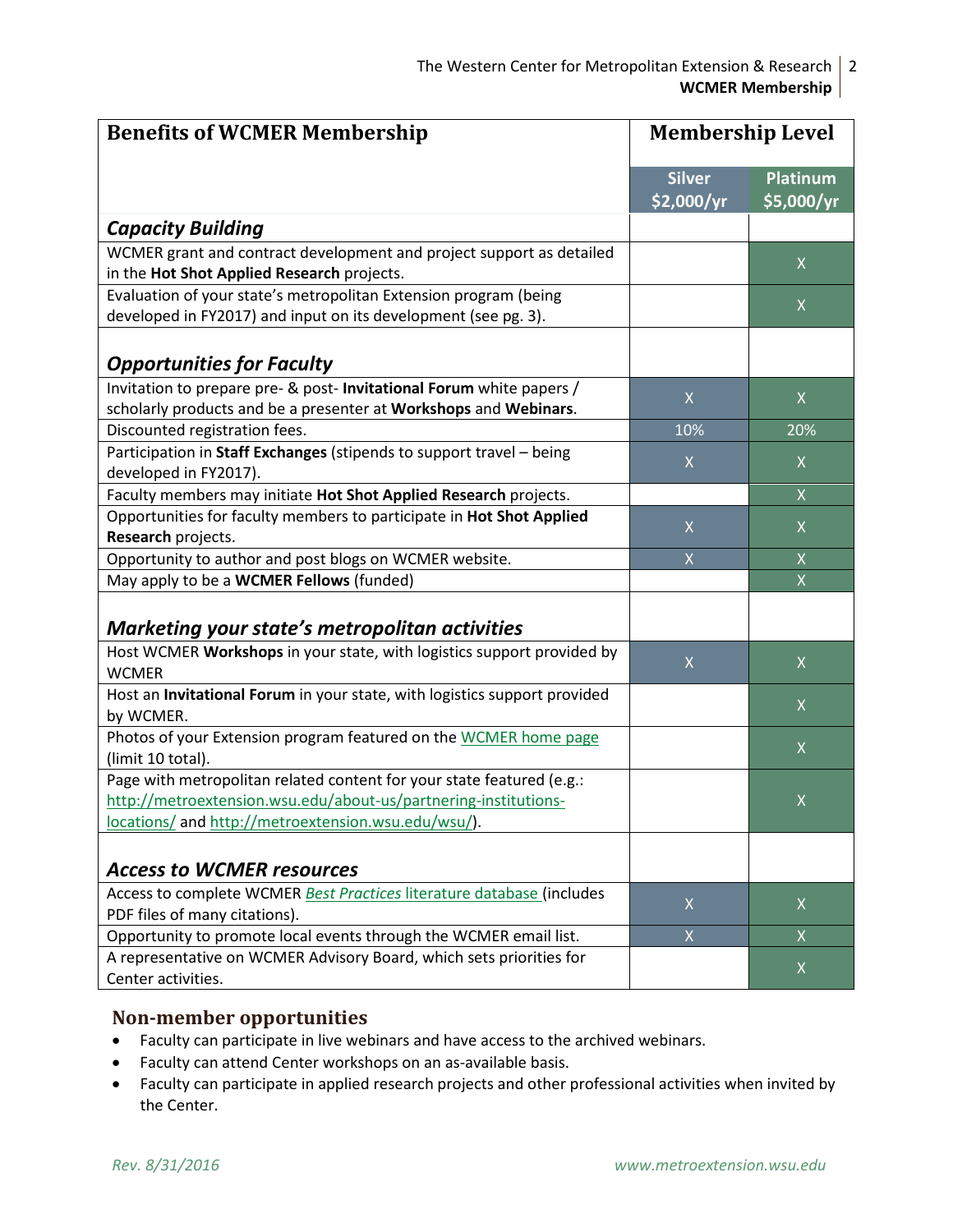| Benefits of WCMER Membership | Membership Level | |
|---|---|---|
| | Silver $2,000/yr | Platinum $5,000/yr |
| ***Capacity Building*** | | |
| WCMER grant and contract development and project support as detailed in the **Hot Shot Applied Research** projects. | | X |
| Evaluation of your state's metropolitan Extension program (being developed in FY2017) and input on its development (see pg. 3). | | X |
| ***Opportunities for Faculty*** | | |
| Invitation to prepare pre- & post- **Invitational Forum** white papers / scholarly products and be a presenter at **Workshops** and **Webinars**. | X | X |
| Discounted registration fees. | 10% | 20% |
| Participation in **Staff Exchanges** (stipends to support travel – being developed in FY2017). | X | X |
| Faculty members may initiate **Hot Shot Applied Research** projects. | | X |
| Opportunities for faculty members to participate in **Hot Shot Applied Research** projects. | X | X |
| Opportunity to author and post blogs on WCMER website. | X | X |
| May apply to be a **WCMER Fellows** (funded) | | X |
| ***Marketing your state's metropolitan activities*** | | |
| Host WCMER **Workshops** in your state, with logistics support provided by WCMER | X | X |
| Host an **Invitational Forum** in your state, with logistics support provided by WCMER. | | X |
| Photos of your Extension program featured on the WCMER home page (limit 10 total). | | X |
| Page with metropolitan related content for your state featured (e.g.: http://metroextension.wsu.edu/about-us/partnering-institutions-locations/ and http://metroextension.wsu.edu/wsu/). | | X |
| ***Access to WCMER resources*** | | |
| Access to complete WCMER *Best Practices* literature database (includes PDF files of many citations). | X | X |
| Opportunity to promote local events through the WCMER email list. | X | X |
| A representative on WCMER Advisory Board, which sets priorities for Center activities. | | X |

## Non-member opportunities

- Faculty can participate in live webinars and have access to the archived webinars.
- Faculty can attend Center workshops on an as-available basis.
- Faculty can participate in applied research projects and other professional activities when invited by the Center.

*Rev. 8/31/2016*

*www.metroextension.wsu.edu*